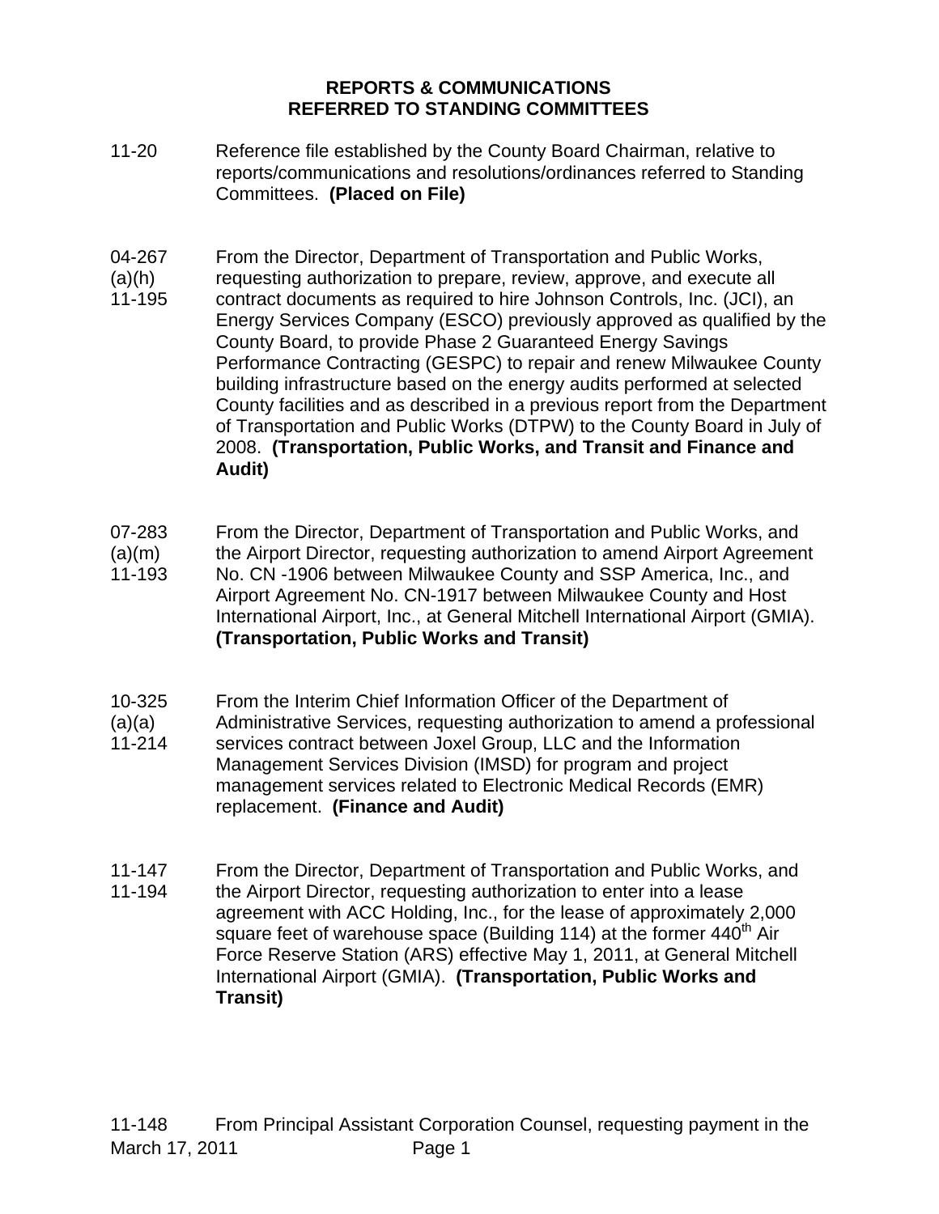## REPORTS & COMMUNICATIONS
## REFERRED TO STANDING COMMITTEES

11-20 Reference file established by the County Board Chairman, relative to reports/communications and resolutions/ordinances referred to Standing Committees. **(Placed on File)**

04-267
(a)(h)
11-195 From the Director, Department of Transportation and Public Works, requesting authorization to prepare, review, approve, and execute all contract documents as required to hire Johnson Controls, Inc. (JCI), an Energy Services Company (ESCO) previously approved as qualified by the County Board, to provide Phase 2 Guaranteed Energy Savings Performance Contracting (GESPC) to repair and renew Milwaukee County building infrastructure based on the energy audits performed at selected County facilities and as described in a previous report from the Department of Transportation and Public Works (DTPW) to the County Board in July of 2008. **(Transportation, Public Works, and Transit and Finance and Audit)**

07-283
(a)(m)
11-193 From the Director, Department of Transportation and Public Works, and the Airport Director, requesting authorization to amend Airport Agreement No. CN -1906 between Milwaukee County and SSP America, Inc., and Airport Agreement No. CN-1917 between Milwaukee County and Host International Airport, Inc., at General Mitchell International Airport (GMIA). **(Transportation, Public Works and Transit)**

10-325
(a)(a)
11-214 From the Interim Chief Information Officer of the Department of Administrative Services, requesting authorization to amend a professional services contract between Joxel Group, LLC and the Information Management Services Division (IMSD) for program and project management services related to Electronic Medical Records (EMR) replacement. **(Finance and Audit)**

11-147
11-194 From the Director, Department of Transportation and Public Works, and the Airport Director, requesting authorization to enter into a lease agreement with ACC Holding, Inc., for the lease of approximately 2,000 square feet of warehouse space (Building 114) at the former 440th Air Force Reserve Station (ARS) effective May 1, 2011, at General Mitchell International Airport (GMIA). **(Transportation, Public Works and Transit)**

11-148 From Principal Assistant Corporation Counsel, requesting payment in the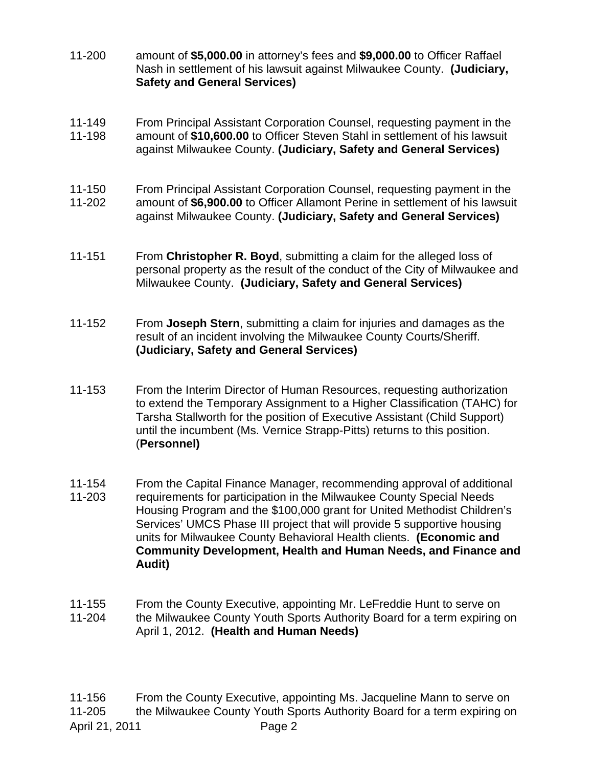11-200 amount of **$5,000.00** in attorney's fees and **$9,000.00** to Officer Raffael Nash in settlement of his lawsuit against Milwaukee County. **(Judiciary, Safety and General Services)**

11-149
11-198 From Principal Assistant Corporation Counsel, requesting payment in the amount of **$10,600.00** to Officer Steven Stahl in settlement of his lawsuit against Milwaukee County. **(Judiciary, Safety and General Services)**

11-150
11-202 From Principal Assistant Corporation Counsel, requesting payment in the amount of **$6,900.00** to Officer Allamont Perine in settlement of his lawsuit against Milwaukee County. **(Judiciary, Safety and General Services)**

11-151 From **Christopher R. Boyd**, submitting a claim for the alleged loss of personal property as the result of the conduct of the City of Milwaukee and Milwaukee County. **(Judiciary, Safety and General Services)**

11-152 From **Joseph Stern**, submitting a claim for injuries and damages as the result of an incident involving the Milwaukee County Courts/Sheriff. **(Judiciary, Safety and General Services)**

11-153 From the Interim Director of Human Resources, requesting authorization to extend the Temporary Assignment to a Higher Classification (TAHC) for Tarsha Stallworth for the position of Executive Assistant (Child Support) until the incumbent (Ms. Vernice Strapp-Pitts) returns to this position. (**Personnel)**

11-154
11-203 From the Capital Finance Manager, recommending approval of additional requirements for participation in the Milwaukee County Special Needs Housing Program and the $100,000 grant for United Methodist Children's Services' UMCS Phase III project that will provide 5 supportive housing units for Milwaukee County Behavioral Health clients. **(Economic and Community Development, Health and Human Needs, and Finance and Audit)**

11-155
11-204 From the County Executive, appointing Mr. LeFreddie Hunt to serve on the Milwaukee County Youth Sports Authority Board for a term expiring on April 1, 2012. **(Health and Human Needs)**

11-156
11-205 From the County Executive, appointing Ms. Jacqueline Mann to serve on the Milwaukee County Youth Sports Authority Board for a term expiring on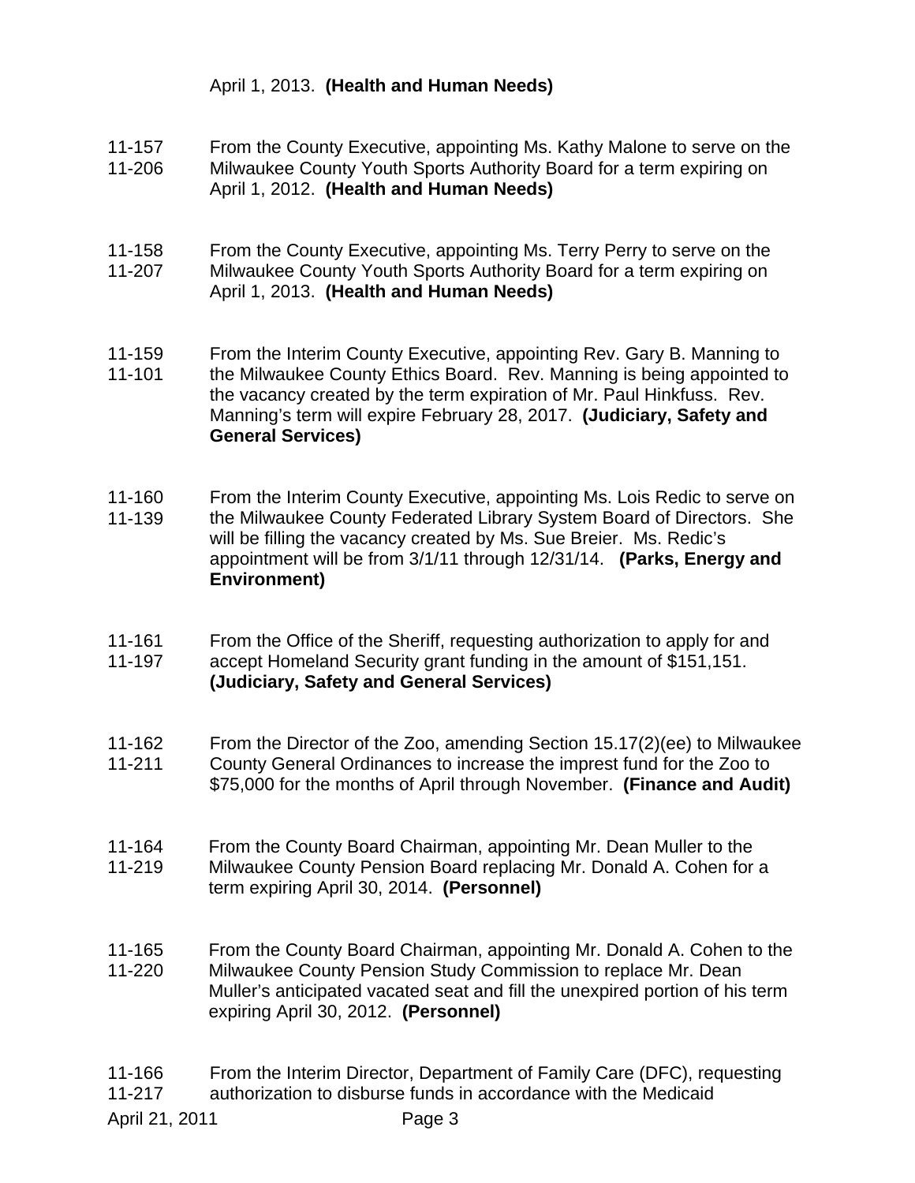April 1, 2013. **(Health and Human Needs)**

11-157
11-206
From the County Executive, appointing Ms. Kathy Malone to serve on the Milwaukee County Youth Sports Authority Board for a term expiring on April 1, 2012. **(Health and Human Needs)**

11-158
11-207
From the County Executive, appointing Ms. Terry Perry to serve on the Milwaukee County Youth Sports Authority Board for a term expiring on April 1, 2013. **(Health and Human Needs)**

11-159
11-101
From the Interim County Executive, appointing Rev. Gary B. Manning to the Milwaukee County Ethics Board. Rev. Manning is being appointed to the vacancy created by the term expiration of Mr. Paul Hinkfuss. Rev. Manning's term will expire February 28, 2017. **(Judiciary, Safety and General Services)**

11-160
11-139
From the Interim County Executive, appointing Ms. Lois Redic to serve on the Milwaukee County Federated Library System Board of Directors. She will be filling the vacancy created by Ms. Sue Breier. Ms. Redic's appointment will be from 3/1/11 through 12/31/14. **(Parks, Energy and Environment)**

11-161
11-197
From the Office of the Sheriff, requesting authorization to apply for and accept Homeland Security grant funding in the amount of $151,151. **(Judiciary, Safety and General Services)**

11-162
11-211
From the Director of the Zoo, amending Section 15.17(2)(ee) to Milwaukee County General Ordinances to increase the imprest fund for the Zoo to $75,000 for the months of April through November. **(Finance and Audit)**

11-164
11-219
From the County Board Chairman, appointing Mr. Dean Muller to the Milwaukee County Pension Board replacing Mr. Donald A. Cohen for a term expiring April 30, 2014. **(Personnel)**

11-165
11-220
From the County Board Chairman, appointing Mr. Donald A. Cohen to the Milwaukee County Pension Study Commission to replace Mr. Dean Muller's anticipated vacated seat and fill the unexpired portion of his term expiring April 30, 2012. **(Personnel)**

11-166
11-217
From the Interim Director, Department of Family Care (DFC), requesting authorization to disburse funds in accordance with the Medicaid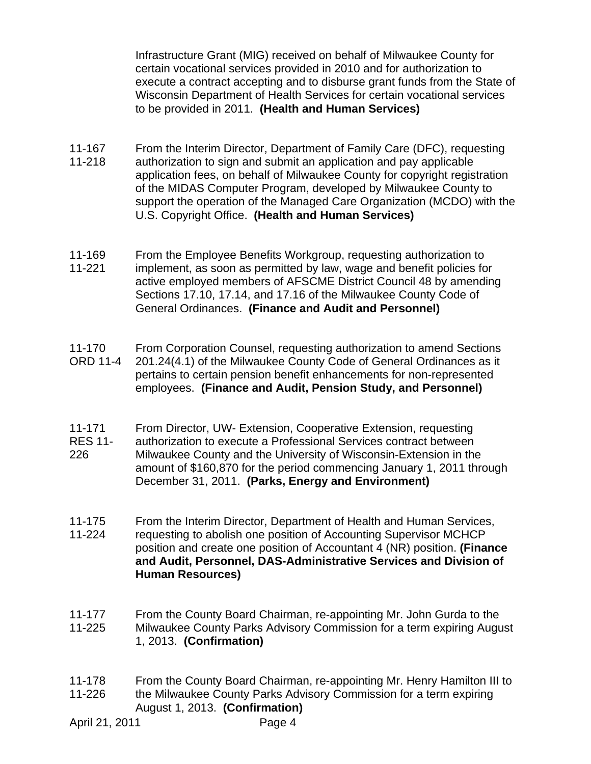Infrastructure Grant (MIG) received on behalf of Milwaukee County for certain vocational services provided in 2010 and for authorization to execute a contract accepting and to disburse grant funds from the State of Wisconsin Department of Health Services for certain vocational services to be provided in 2011. **(Health and Human Services)**

11-167
11-218
From the Interim Director, Department of Family Care (DFC), requesting authorization to sign and submit an application and pay applicable application fees, on behalf of Milwaukee County for copyright registration of the MIDAS Computer Program, developed by Milwaukee County to support the operation of the Managed Care Organization (MCDO) with the U.S. Copyright Office. **(Health and Human Services)**

11-169
11-221
From the Employee Benefits Workgroup, requesting authorization to implement, as soon as permitted by law, wage and benefit policies for active employed members of AFSCME District Council 48 by amending Sections 17.10, 17.14, and 17.16 of the Milwaukee County Code of General Ordinances. **(Finance and Audit and Personnel)**

11-170
ORD 11-4
From Corporation Counsel, requesting authorization to amend Sections 201.24(4.1) of the Milwaukee County Code of General Ordinances as it pertains to certain pension benefit enhancements for non-represented employees. **(Finance and Audit, Pension Study, and Personnel)**

11-171
RES 11-226
From Director, UW- Extension, Cooperative Extension, requesting authorization to execute a Professional Services contract between Milwaukee County and the University of Wisconsin-Extension in the amount of $160,870 for the period commencing January 1, 2011 through December 31, 2011. **(Parks, Energy and Environment)**

11-175
11-224
From the Interim Director, Department of Health and Human Services, requesting to abolish one position of Accounting Supervisor MCHCP position and create one position of Accountant 4 (NR) position. **(Finance and Audit, Personnel, DAS-Administrative Services and Division of Human Resources)**

11-177
11-225
From the County Board Chairman, re-appointing Mr. John Gurda to the Milwaukee County Parks Advisory Commission for a term expiring August 1, 2013. **(Confirmation)**

11-178
11-226
From the County Board Chairman, re-appointing Mr. Henry Hamilton III to the Milwaukee County Parks Advisory Commission for a term expiring August 1, 2013. **(Confirmation)**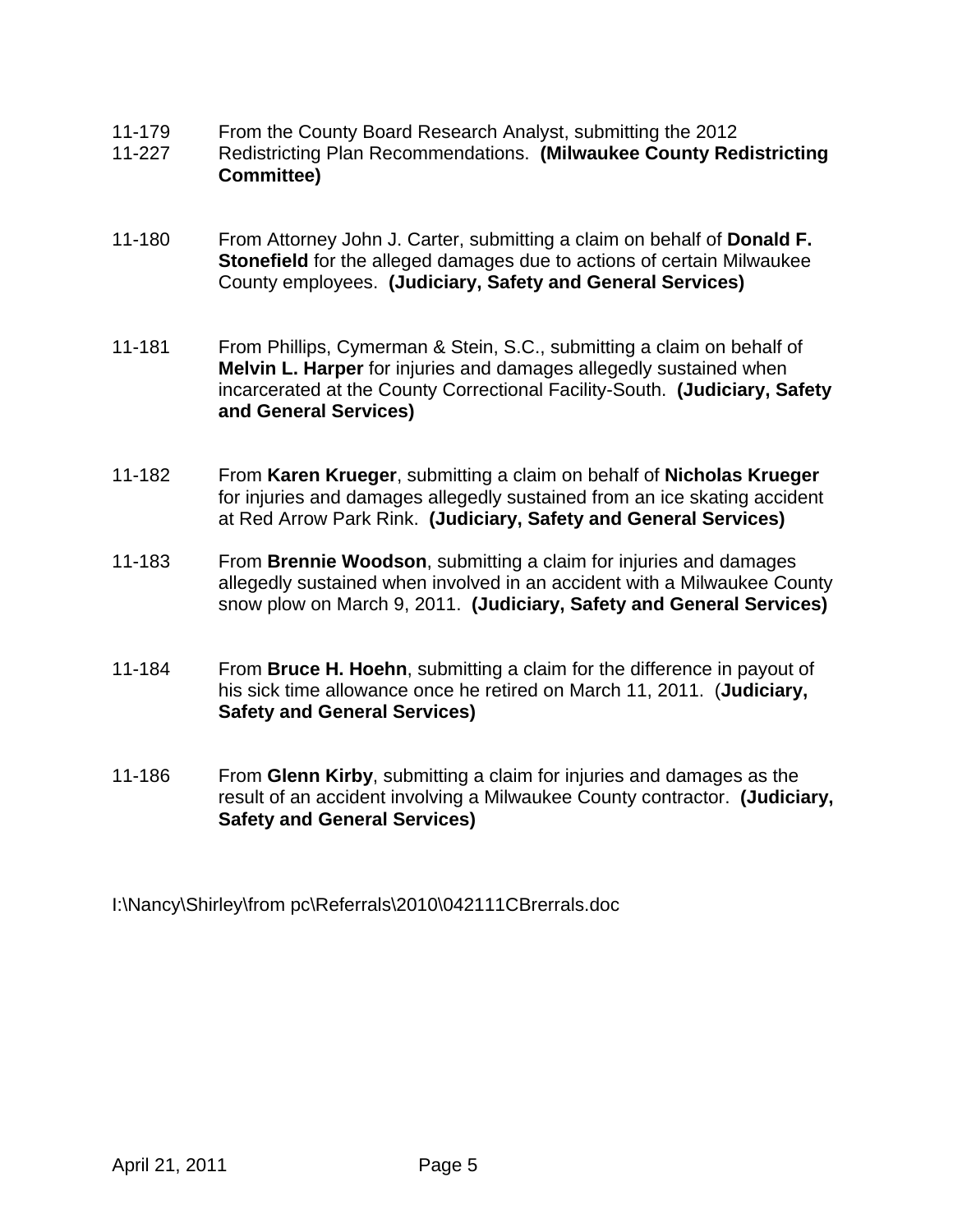11-179 From the County Board Research Analyst, submitting the 2012
11-227 Redistricting Plan Recommendations. **(Milwaukee County Redistricting Committee)**

11-180 From Attorney John J. Carter, submitting a claim on behalf of **Donald F. Stonefield** for the alleged damages due to actions of certain Milwaukee County employees. **(Judiciary, Safety and General Services)**

11-181 From Phillips, Cymerman & Stein, S.C., submitting a claim on behalf of **Melvin L. Harper** for injuries and damages allegedly sustained when incarcerated at the County Correctional Facility-South. **(Judiciary, Safety and General Services)**

11-182 From **Karen Krueger**, submitting a claim on behalf of **Nicholas Krueger** for injuries and damages allegedly sustained from an ice skating accident at Red Arrow Park Rink. **(Judiciary, Safety and General Services)**

11-183 From **Brennie Woodson**, submitting a claim for injuries and damages allegedly sustained when involved in an accident with a Milwaukee County snow plow on March 9, 2011. **(Judiciary, Safety and General Services)**

11-184 From **Bruce H. Hoehn**, submitting a claim for the difference in payout of his sick time allowance once he retired on March 11, 2011. (**Judiciary, Safety and General Services)**

11-186 From **Glenn Kirby**, submitting a claim for injuries and damages as the result of an accident involving a Milwaukee County contractor. **(Judiciary, Safety and General Services)**

I:\Nancy\Shirley\from pc\Referrals\2010\042111CBrerrals.doc